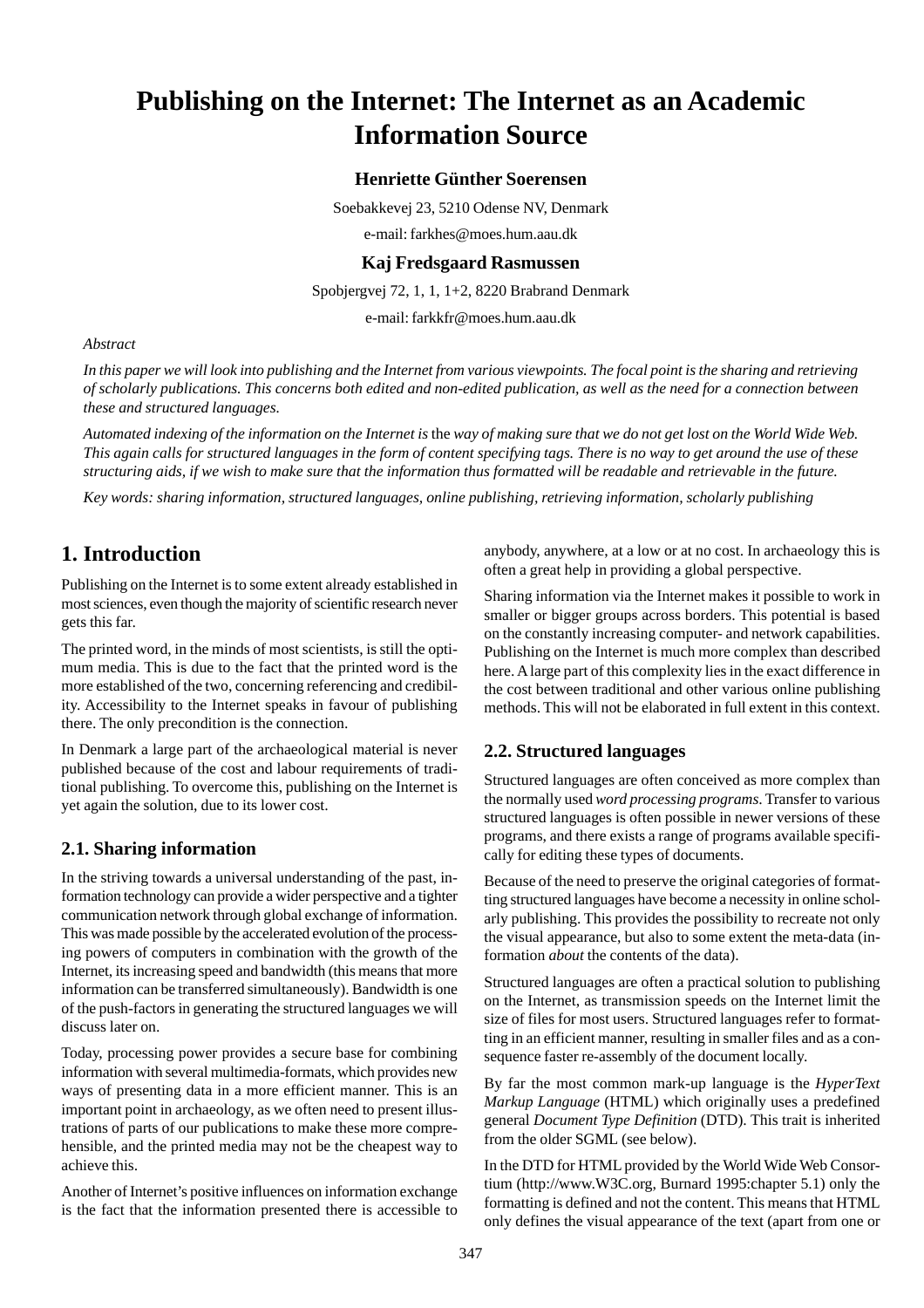# Publishing on the Internet: The Internet as an Academic Information Source

**Henriette Günther Soerensen**

Soebakkevej 23, 5210 Odense NV, Denmark

e-mail: farkhes@moes.hum.aau.dk

**Kaj Fredsgaard Rasmussen**

Spobjergvej 72, 1, 1, 1+2, 8220 Brabrand Denmark

e-mail: farkkfr@moes.hum.aau.dk

*Abstract*

*In this paper we will look into publishing and the Internet from various viewpoints. The focal point is the sharing and retrieving of scholarly publications. This concerns both edited and non-edited publication, as well as the need for a connection between these and structured languages.*

*Automated indexing of the information on the Internet is* the *way of making sure that we do not get lost on the World Wide Web. This again calls for structured languages in the form of content specifying tags. There is no way to get around the use of these structuring aids, if we wish to make sure that the information thus formatted will be readable and retrievable in the future.*

*Key words: sharing information, structured languages, online publishing, retrieving information, scholarly publishing*

## 1. Introduction

Publishing on the Internet is to some extent already established in most sciences, even though the majority of scientific research never gets this far.

The printed word, in the minds of most scientists, is still the optimum media. This is due to the fact that the printed word is the more established of the two, concerning referencing and credibility. Accessibility to the Internet speaks in favour of publishing there. The only precondition is the connection.

In Denmark a large part of the archaeological material is never published because of the cost and labour requirements of traditional publishing. To overcome this, publishing on the Internet is yet again the solution, due to its lower cost.

### 2.1. Sharing information

In the striving towards a universal understanding of the past, information technology can provide a wider perspective and a tighter communication network through global exchange of information. This was made possible by the accelerated evolution of the processing powers of computers in combination with the growth of the Internet, its increasing speed and bandwidth (this means that more information can be transferred simultaneously). Bandwidth is one of the push-factors in generating the structured languages we will discuss later on.

Today, processing power provides a secure base for combining information with several multimedia-formats, which provides new ways of presenting data in a more efficient manner. This is an important point in archaeology, as we often need to present illustrations of parts of our publications to make these more comprehensible, and the printed media may not be the cheapest way to achieve this.

Another of Internet's positive influences on information exchange is the fact that the information presented there is accessible to anybody, anywhere, at a low or at no cost. In archaeology this is often a great help in providing a global perspective.

Sharing information via the Internet makes it possible to work in smaller or bigger groups across borders. This potential is based on the constantly increasing computer- and network capabilities. Publishing on the Internet is much more complex than described here. A large part of this complexity lies in the exact difference in the cost between traditional and other various online publishing methods. This will not be elaborated in full extent in this context.

### 2.2. Structured languages

Structured languages are often conceived as more complex than the normally used *word processing programs*. Transfer to various structured languages is often possible in newer versions of these programs, and there exists a range of programs available specifically for editing these types of documents.

Because of the need to preserve the original categories of formatting structured languages have become a necessity in online scholarly publishing. This provides the possibility to recreate not only the visual appearance, but also to some extent the meta-data (information *about* the contents of the data).

Structured languages are often a practical solution to publishing on the Internet, as transmission speeds on the Internet limit the size of files for most users. Structured languages refer to formatting in an efficient manner, resulting in smaller files and as a consequence faster re-assembly of the document locally.

By far the most common mark-up language is the *HyperText Markup Language* (HTML) which originally uses a predefined general *Document Type Definition* (DTD). This trait is inherited from the older SGML (see below).

In the DTD for HTML provided by the World Wide Web Consortium (http://www.W3C.org, Burnard 1995:chapter 5.1) only the formatting is defined and not the content. This means that HTML only defines the visual appearance of the text (apart from one or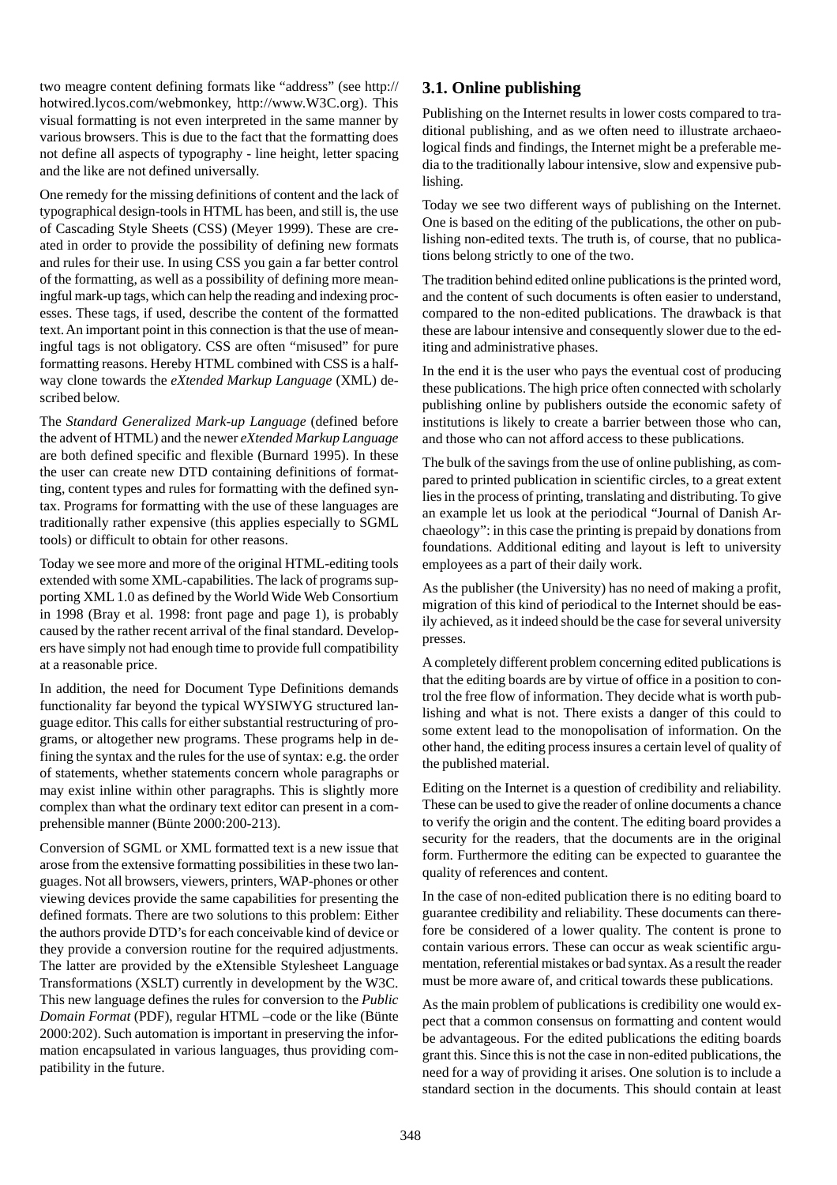two meagre content defining formats like "address" (see http://hotwired.lycos.com/webmonkey, http://www.W3C.org). This visual formatting is not even interpreted in the same manner by various browsers. This is due to the fact that the formatting does not define all aspects of typography - line height, letter spacing and the like are not defined universally.

One remedy for the missing definitions of content and the lack of typographical design-tools in HTML has been, and still is, the use of Cascading Style Sheets (CSS) (Meyer 1999). These are created in order to provide the possibility of defining new formats and rules for their use. In using CSS you gain a far better control of the formatting, as well as a possibility of defining more meaningful mark-up tags, which can help the reading and indexing processes. These tags, if used, describe the content of the formatted text. An important point in this connection is that the use of meaningful tags is not obligatory. CSS are often "misused" for pure formatting reasons. Hereby HTML combined with CSS is a halfway clone towards the *eXtended Markup Language* (XML) described below.

The *Standard Generalized Mark-up Language* (defined before the advent of HTML) and the newer *eXtended Markup Language* are both defined specific and flexible (Burnard 1995). In these the user can create new DTD containing definitions of formatting, content types and rules for formatting with the defined syntax. Programs for formatting with the use of these languages are traditionally rather expensive (this applies especially to SGML tools) or difficult to obtain for other reasons.

Today we see more and more of the original HTML-editing tools extended with some XML-capabilities. The lack of programs supporting XML 1.0 as defined by the World Wide Web Consortium in 1998 (Bray et al. 1998: front page and page 1), is probably caused by the rather recent arrival of the final standard. Developers have simply not had enough time to provide full compatibility at a reasonable price.

In addition, the need for Document Type Definitions demands functionality far beyond the typical WYSIWYG structured language editor. This calls for either substantial restructuring of programs, or altogether new programs. These programs help in defining the syntax and the rules for the use of syntax: e.g. the order of statements, whether statements concern whole paragraphs or may exist inline within other paragraphs. This is slightly more complex than what the ordinary text editor can present in a comprehensible manner (Bünte 2000:200-213).

Conversion of SGML or XML formatted text is a new issue that arose from the extensive formatting possibilities in these two languages. Not all browsers, viewers, printers, WAP-phones or other viewing devices provide the same capabilities for presenting the defined formats. There are two solutions to this problem: Either the authors provide DTD's for each conceivable kind of device or they provide a conversion routine for the required adjustments. The latter are provided by the eXtensible Stylesheet Language Transformations (XSLT) currently in development by the W3C. This new language defines the rules for conversion to the *Public Domain Format* (PDF), regular HTML –code or the like (Bünte 2000:202). Such automation is important in preserving the information encapsulated in various languages, thus providing compatibility in the future.

## 3.1. Online publishing

Publishing on the Internet results in lower costs compared to traditional publishing, and as we often need to illustrate archaeological finds and findings, the Internet might be a preferable media to the traditionally labour intensive, slow and expensive publishing.

Today we see two different ways of publishing on the Internet. One is based on the editing of the publications, the other on publishing non-edited texts. The truth is, of course, that no publications belong strictly to one of the two.

The tradition behind edited online publications is the printed word, and the content of such documents is often easier to understand, compared to the non-edited publications. The drawback is that these are labour intensive and consequently slower due to the editing and administrative phases.

In the end it is the user who pays the eventual cost of producing these publications. The high price often connected with scholarly publishing online by publishers outside the economic safety of institutions is likely to create a barrier between those who can, and those who can not afford access to these publications.

The bulk of the savings from the use of online publishing, as compared to printed publication in scientific circles, to a great extent lies in the process of printing, translating and distributing. To give an example let us look at the periodical "Journal of Danish Archaeology": in this case the printing is prepaid by donations from foundations. Additional editing and layout is left to university employees as a part of their daily work.

As the publisher (the University) has no need of making a profit, migration of this kind of periodical to the Internet should be easily achieved, as it indeed should be the case for several university presses.

A completely different problem concerning edited publications is that the editing boards are by virtue of office in a position to control the free flow of information. They decide what is worth publishing and what is not. There exists a danger of this could to some extent lead to the monopolisation of information. On the other hand, the editing process insures a certain level of quality of the published material.

Editing on the Internet is a question of credibility and reliability. These can be used to give the reader of online documents a chance to verify the origin and the content. The editing board provides a security for the readers, that the documents are in the original form. Furthermore the editing can be expected to guarantee the quality of references and content.

In the case of non-edited publication there is no editing board to guarantee credibility and reliability. These documents can therefore be considered of a lower quality. The content is prone to contain various errors. These can occur as weak scientific argumentation, referential mistakes or bad syntax. As a result the reader must be more aware of, and critical towards these publications.

As the main problem of publications is credibility one would expect that a common consensus on formatting and content would be advantageous. For the edited publications the editing boards grant this. Since this is not the case in non-edited publications, the need for a way of providing it arises. One solution is to include a standard section in the documents. This should contain at least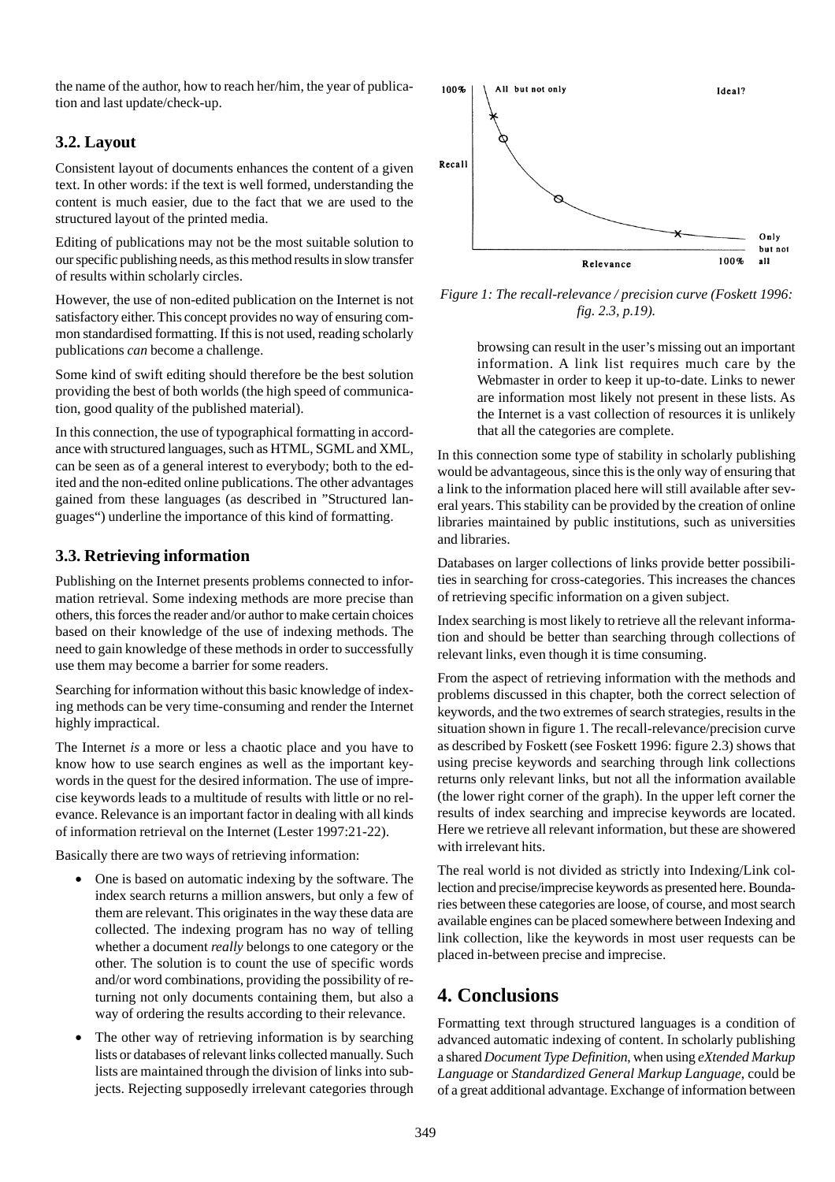the name of the author, how to reach her/him, the year of publication and last update/check-up.

### 3.2. Layout

Consistent layout of documents enhances the content of a given text. In other words: if the text is well formed, understanding the content is much easier, due to the fact that we are used to the structured layout of the printed media.

Editing of publications may not be the most suitable solution to our specific publishing needs, as this method results in slow transfer of results within scholarly circles.

However, the use of non-edited publication on the Internet is not satisfactory either. This concept provides no way of ensuring common standardised formatting. If this is not used, reading scholarly publications *can* become a challenge.

Some kind of swift editing should therefore be the best solution providing the best of both worlds (the high speed of communication, good quality of the published material).

In this connection, the use of typographical formatting in accordance with structured languages, such as HTML, SGML and XML, can be seen as of a general interest to everybody; both to the edited and the non-edited online publications. The other advantages gained from these languages (as described in "Structured languages") underline the importance of this kind of formatting.

### 3.3. Retrieving information

Publishing on the Internet presents problems connected to information retrieval. Some indexing methods are more precise than others, this forces the reader and/or author to make certain choices based on their knowledge of the use of indexing methods. The need to gain knowledge of these methods in order to successfully use them may become a barrier for some readers.

Searching for information without this basic knowledge of indexing methods can be very time-consuming and render the Internet highly impractical.

The Internet *is* a more or less a chaotic place and you have to know how to use search engines as well as the important keywords in the quest for the desired information. The use of imprecise keywords leads to a multitude of results with little or no relevance. Relevance is an important factor in dealing with all kinds of information retrieval on the Internet (Lester 1997:21-22).

Basically there are two ways of retrieving information:

- One is based on automatic indexing by the software. The index search returns a million answers, but only a few of them are relevant. This originates in the way these data are collected. The indexing program has no way of telling whether a document *really* belongs to one category or the other. The solution is to count the use of specific words and/or word combinations, providing the possibility of returning not only documents containing them, but also a way of ordering the results according to their relevance.
- The other way of retrieving information is by searching lists or databases of relevant links collected manually. Such lists are maintained through the division of links into subjects. Rejecting supposedly irrelevant categories through browsing can result in the user's missing out an important information. A link list requires much care by the Webmaster in order to keep it up-to-date. Links to newer are information most likely not present in these lists. As the Internet is a vast collection of resources it is unlikely that all the categories are complete.

*Figure 1: The recall-relevance / precision curve (Foskett 1996: fig. 2.3, p.19).*

In this connection some type of stability in scholarly publishing would be advantageous, since this is the only way of ensuring that a link to the information placed here will still available after several years. This stability can be provided by the creation of online libraries maintained by public institutions, such as universities and libraries.

Databases on larger collections of links provide better possibilities in searching for cross-categories. This increases the chances of retrieving specific information on a given subject.

Index searching is most likely to retrieve all the relevant information and should be better than searching through collections of relevant links, even though it is time consuming.

From the aspect of retrieving information with the methods and problems discussed in this chapter, both the correct selection of keywords, and the two extremes of search strategies, results in the situation shown in figure 1. The recall-relevance/precision curve as described by Foskett (see Foskett 1996: figure 2.3) shows that using precise keywords and searching through link collections returns only relevant links, but not all the information available (the lower right corner of the graph). In the upper left corner the results of index searching and imprecise keywords are located. Here we retrieve all relevant information, but these are showered with irrelevant hits.

The real world is not divided as strictly into Indexing/Link collection and precise/imprecise keywords as presented here. Boundaries between these categories are loose, of course, and most search available engines can be placed somewhere between Indexing and link collection, like the keywords in most user requests can be placed in-between precise and imprecise.

## 4. Conclusions

Formatting text through structured languages is a condition of advanced automatic indexing of content. In scholarly publishing a shared *Document Type Definition*, when using *eXtended Markup Language* or *Standardized General Markup Language*, could be of a great additional advantage. Exchange of information between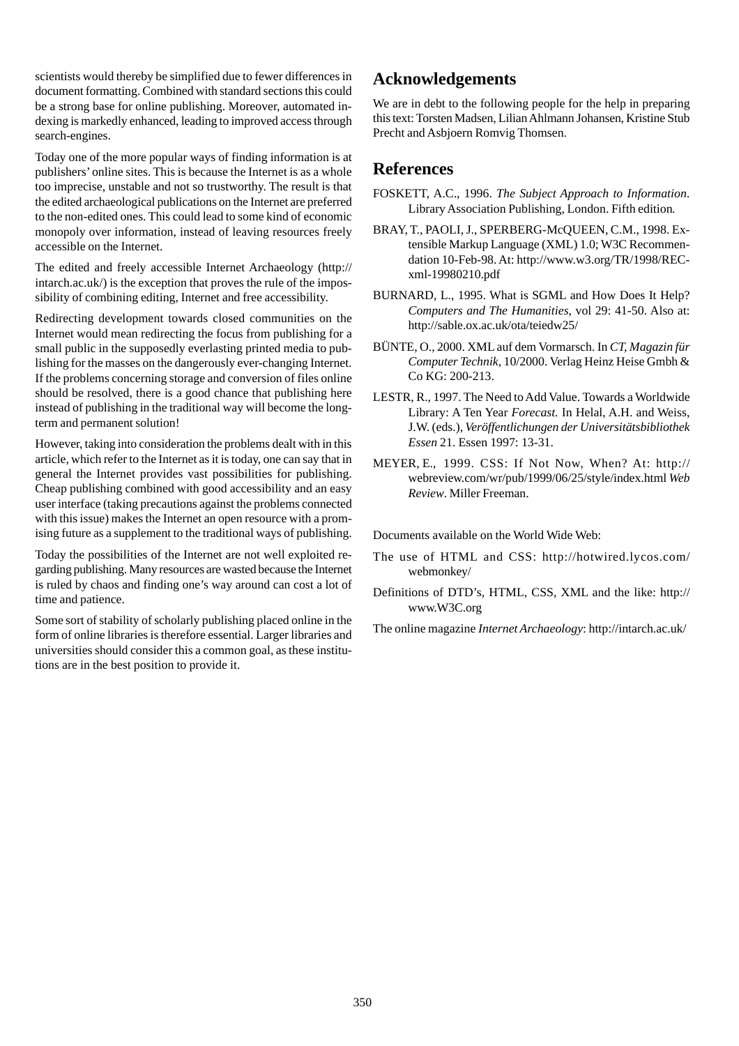scientists would thereby be simplified due to fewer differences in document formatting. Combined with standard sections this could be a strong base for online publishing. Moreover, automated indexing is markedly enhanced, leading to improved access through search-engines.

Today one of the more popular ways of finding information is at publishers' online sites. This is because the Internet is as a whole too imprecise, unstable and not so trustworthy. The result is that the edited archaeological publications on the Internet are preferred to the non-edited ones. This could lead to some kind of economic monopoly over information, instead of leaving resources freely accessible on the Internet.

The edited and freely accessible Internet Archaeology (http://intarch.ac.uk/) is the exception that proves the rule of the impossibility of combining editing, Internet and free accessibility.

Redirecting development towards closed communities on the Internet would mean redirecting the focus from publishing for a small public in the supposedly everlasting printed media to publishing for the masses on the dangerously ever-changing Internet. If the problems concerning storage and conversion of files online should be resolved, there is a good chance that publishing here instead of publishing in the traditional way will become the long-term and permanent solution!

However, taking into consideration the problems dealt with in this article, which refer to the Internet as it is today, one can say that in general the Internet provides vast possibilities for publishing. Cheap publishing combined with good accessibility and an easy user interface (taking precautions against the problems connected with this issue) makes the Internet an open resource with a promising future as a supplement to the traditional ways of publishing.

Today the possibilities of the Internet are not well exploited regarding publishing. Many resources are wasted because the Internet is ruled by chaos and finding one's way around can cost a lot of time and patience.

Some sort of stability of scholarly publishing placed online in the form of online libraries is therefore essential. Larger libraries and universities should consider this a common goal, as these institutions are in the best position to provide it.

## Acknowledgements

We are in debt to the following people for the help in preparing this text: Torsten Madsen, Lilian Ahlmann Johansen, Kristine Stub Precht and Asbjoern Romvig Thomsen.

## References

FOSKETT, A.C., 1996. *The Subject Approach to Information*. Library Association Publishing, London. Fifth edition.

BRAY, T., PAOLI, J., SPERBERG-McQUEEN, C.M., 1998. Extensible Markup Language (XML) 1.0; W3C Recommendation 10-Feb-98. At: http://www.w3.org/TR/1998/REC-xml-19980210.pdf

BURNARD, L., 1995. What is SGML and How Does It Help? *Computers and The Humanities*, vol 29: 41-50. Also at: http://sable.ox.ac.uk/ota/teiedw25/

BÜNTE, O., 2000. XML auf dem Vormarsch. In *CT, Magazin für Computer Technik*, 10/2000. Verlag Heinz Heise Gmbh & Co KG: 200-213.

LESTR, R., 1997. The Need to Add Value. Towards a Worldwide Library: A Ten Year *Forecast.* In Helal, A.H. and Weiss, J.W. (eds.), *Veröffentlichungen der Universitätsbibliothek Essen* 21. Essen 1997: 13-31.

MEYER, E., 1999. CSS: If Not Now, When? At: http://webreview.com/wr/pub/1999/06/25/style/index.html *Web Review*. Miller Freeman.

Documents available on the World Wide Web:

The use of HTML and CSS: http://hotwired.lycos.com/webmonkey/

Definitions of DTD's, HTML, CSS, XML and the like: http://www.W3C.org

The online magazine *Internet Archaeology*: http://intarch.ac.uk/